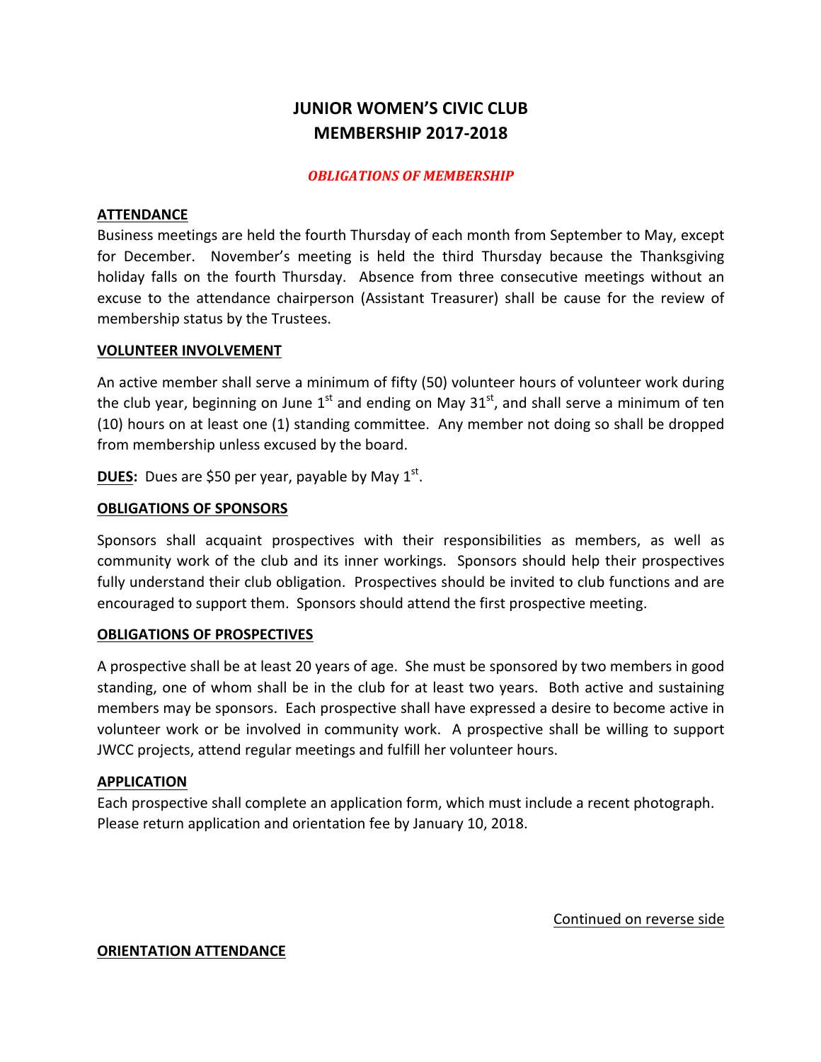# JUNIOR WOMEN'S CIVIC CLUB
# MEMBERSHIP 2017-2018

***OBLIGATIONS OF MEMBERSHIP***

**ATTENDANCE**

Business meetings are held the fourth Thursday of each month from September to May, except for December. November's meeting is held the third Thursday because the Thanksgiving holiday falls on the fourth Thursday. Absence from three consecutive meetings without an excuse to the attendance chairperson (Assistant Treasurer) shall be cause for the review of membership status by the Trustees.

**VOLUNTEER INVOLVEMENT**

An active member shall serve a minimum of fifty (50) volunteer hours of volunteer work during the club year, beginning on June 1st and ending on May 31st, and shall serve a minimum of ten (10) hours on at least one (1) standing committee. Any member not doing so shall be dropped from membership unless excused by the board.

**DUES:** Dues are $50 per year, payable by May 1st.

**OBLIGATIONS OF SPONSORS**

Sponsors shall acquaint prospectives with their responsibilities as members, as well as community work of the club and its inner workings. Sponsors should help their prospectives fully understand their club obligation. Prospectives should be invited to club functions and are encouraged to support them. Sponsors should attend the first prospective meeting.

**OBLIGATIONS OF PROSPECTIVES**

A prospective shall be at least 20 years of age. She must be sponsored by two members in good standing, one of whom shall be in the club for at least two years. Both active and sustaining members may be sponsors. Each prospective shall have expressed a desire to become active in volunteer work or be involved in community work. A prospective shall be willing to support JWCC projects, attend regular meetings and fulfill her volunteer hours.

**APPLICATION**

Each prospective shall complete an application form, which must include a recent photograph. Please return application and orientation fee by January 10, 2018.

Continued on reverse side

**ORIENTATION ATTENDANCE**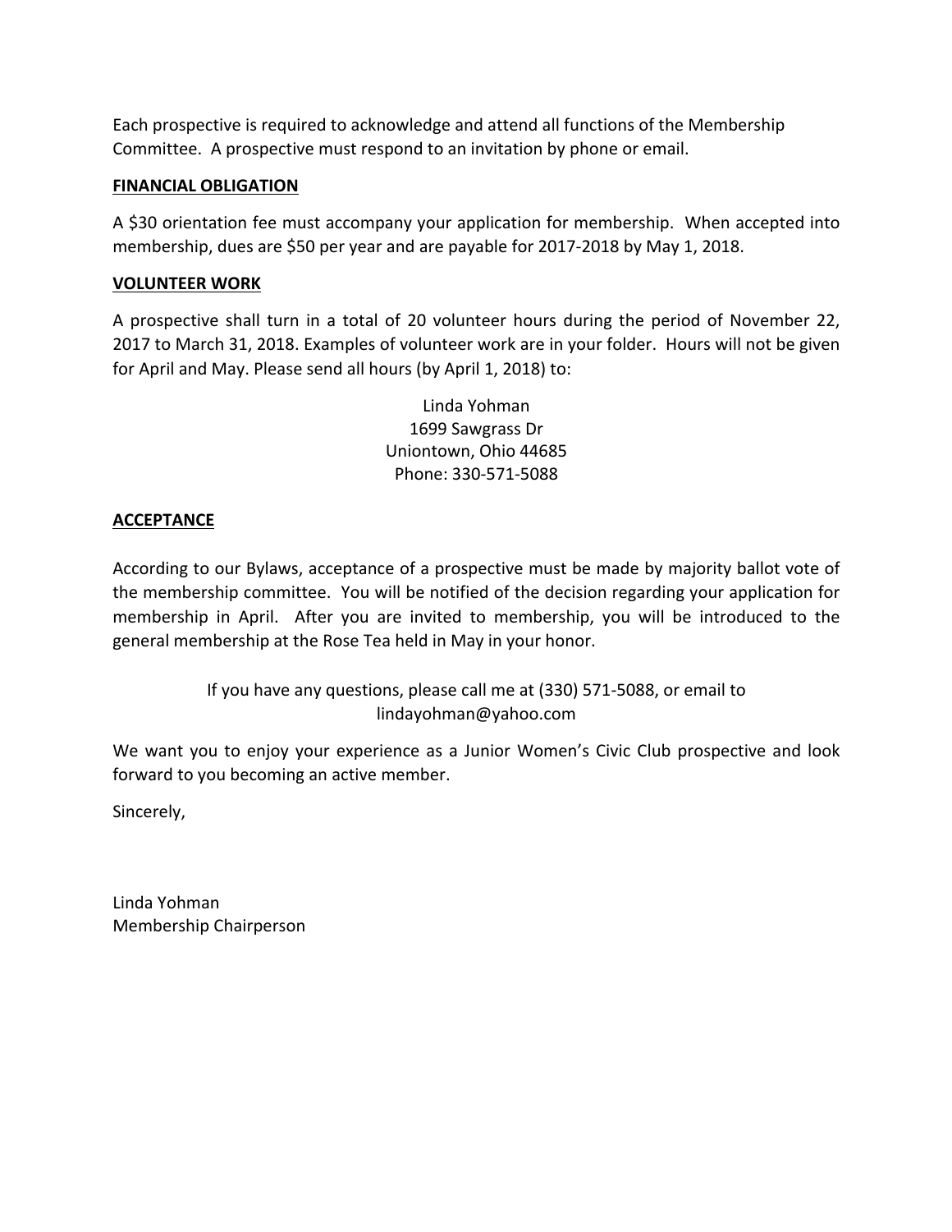Each prospective is required to acknowledge and attend all functions of the Membership Committee. A prospective must respond to an invitation by phone or email.

**FINANCIAL OBLIGATION**

A $30 orientation fee must accompany your application for membership. When accepted into membership, dues are $50 per year and are payable for 2017-2018 by May 1, 2018.

**VOLUNTEER WORK**

A prospective shall turn in a total of 20 volunteer hours during the period of November 22, 2017 to March 31, 2018. Examples of volunteer work are in your folder. Hours will not be given for April and May. Please send all hours (by April 1, 2018) to:

Linda Yohman  
1699 Sawgrass Dr  
Uniontown, Ohio 44685  
Phone: 330-571-5088

**ACCEPTANCE**

According to our Bylaws, acceptance of a prospective must be made by majority ballot vote of the membership committee. You will be notified of the decision regarding your application for membership in April. After you are invited to membership, you will be introduced to the general membership at the Rose Tea held in May in your honor.

If you have any questions, please call me at (330) 571-5088, or email to lindayohman@yahoo.com

We want you to enjoy your experience as a Junior Women's Civic Club prospective and look forward to you becoming an active member.

Sincerely,

Linda Yohman  
Membership Chairperson